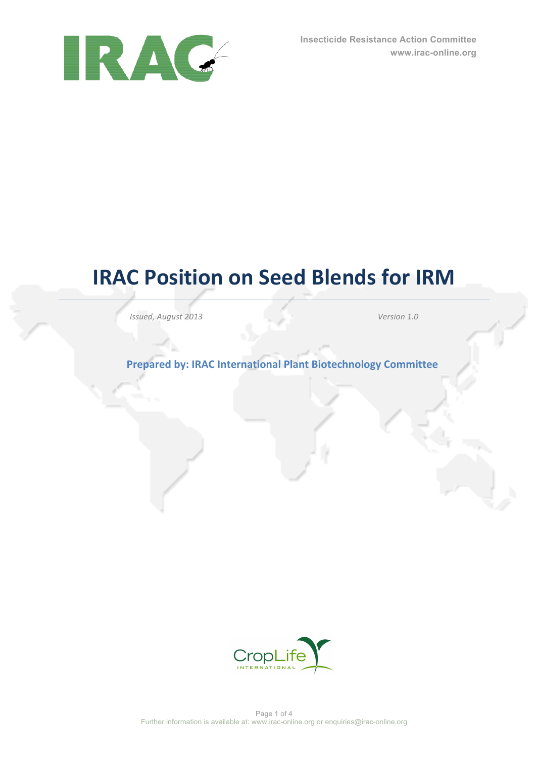Insecticide Resistance Action Committee
www.irac-online.org

# IRAC Position on Seed Blends for IRM

*Issued, August 2013*

*Version 1.0*

**Prepared by: IRAC International Plant Biotechnology Committee**

Further information is available at: www.irac-online.org or enquiries@irac-online.org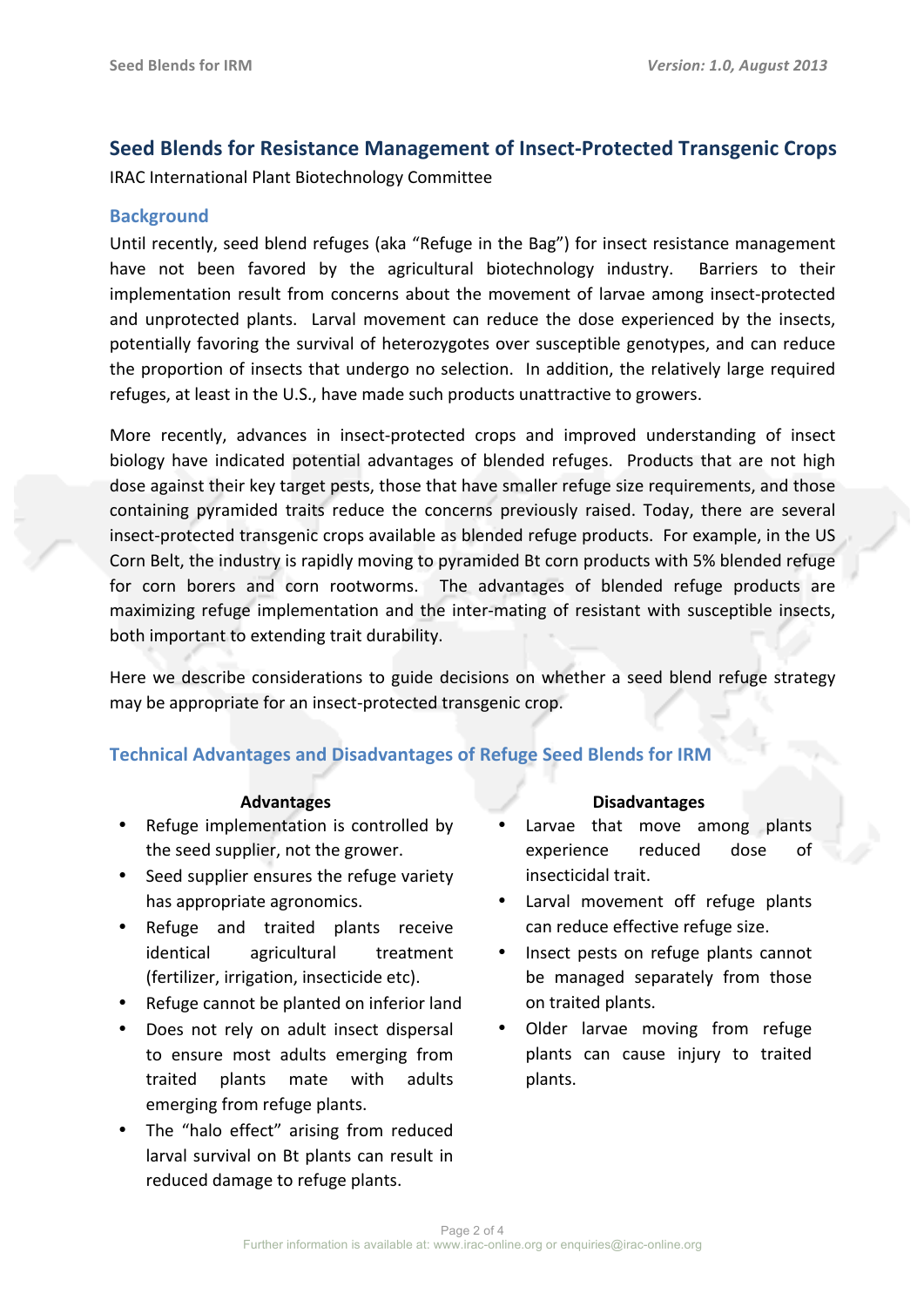## Seed Blends for Resistance Management of Insect-Protected Transgenic Crops

IRAC International Plant Biotechnology Committee

### Background

Until recently, seed blend refuges (aka "Refuge in the Bag") for insect resistance management have not been favored by the agricultural biotechnology industry. Barriers to their implementation result from concerns about the movement of larvae among insect-protected and unprotected plants. Larval movement can reduce the dose experienced by the insects, potentially favoring the survival of heterozygotes over susceptible genotypes, and can reduce the proportion of insects that undergo no selection. In addition, the relatively large required refuges, at least in the U.S., have made such products unattractive to growers.

More recently, advances in insect-protected crops and improved understanding of insect biology have indicated potential advantages of blended refuges. Products that are not high dose against their key target pests, those that have smaller refuge size requirements, and those containing pyramided traits reduce the concerns previously raised. Today, there are several insect-protected transgenic crops available as blended refuge products. For example, in the US Corn Belt, the industry is rapidly moving to pyramided Bt corn products with 5% blended refuge for corn borers and corn rootworms. The advantages of blended refuge products are maximizing refuge implementation and the inter-mating of resistant with susceptible insects, both important to extending trait durability.

Here we describe considerations to guide decisions on whether a seed blend refuge strategy may be appropriate for an insect-protected transgenic crop.

### Technical Advantages and Disadvantages of Refuge Seed Blends for IRM

**Advantages**

- Refuge implementation is controlled by the seed supplier, not the grower.
- Seed supplier ensures the refuge variety has appropriate agronomics.
- Refuge and traited plants receive identical agricultural treatment (fertilizer, irrigation, insecticide etc).
- Refuge cannot be planted on inferior land
- Does not rely on adult insect dispersal to ensure most adults emerging from traited plants mate with adults emerging from refuge plants.
- The "halo effect" arising from reduced larval survival on Bt plants can result in reduced damage to refuge plants.

**Disadvantages**

- Larvae that move among plants experience reduced dose of insecticidal trait.
- Larval movement off refuge plants can reduce effective refuge size.
- Insect pests on refuge plants cannot be managed separately from those on traited plants.
- Older larvae moving from refuge plants can cause injury to traited plants.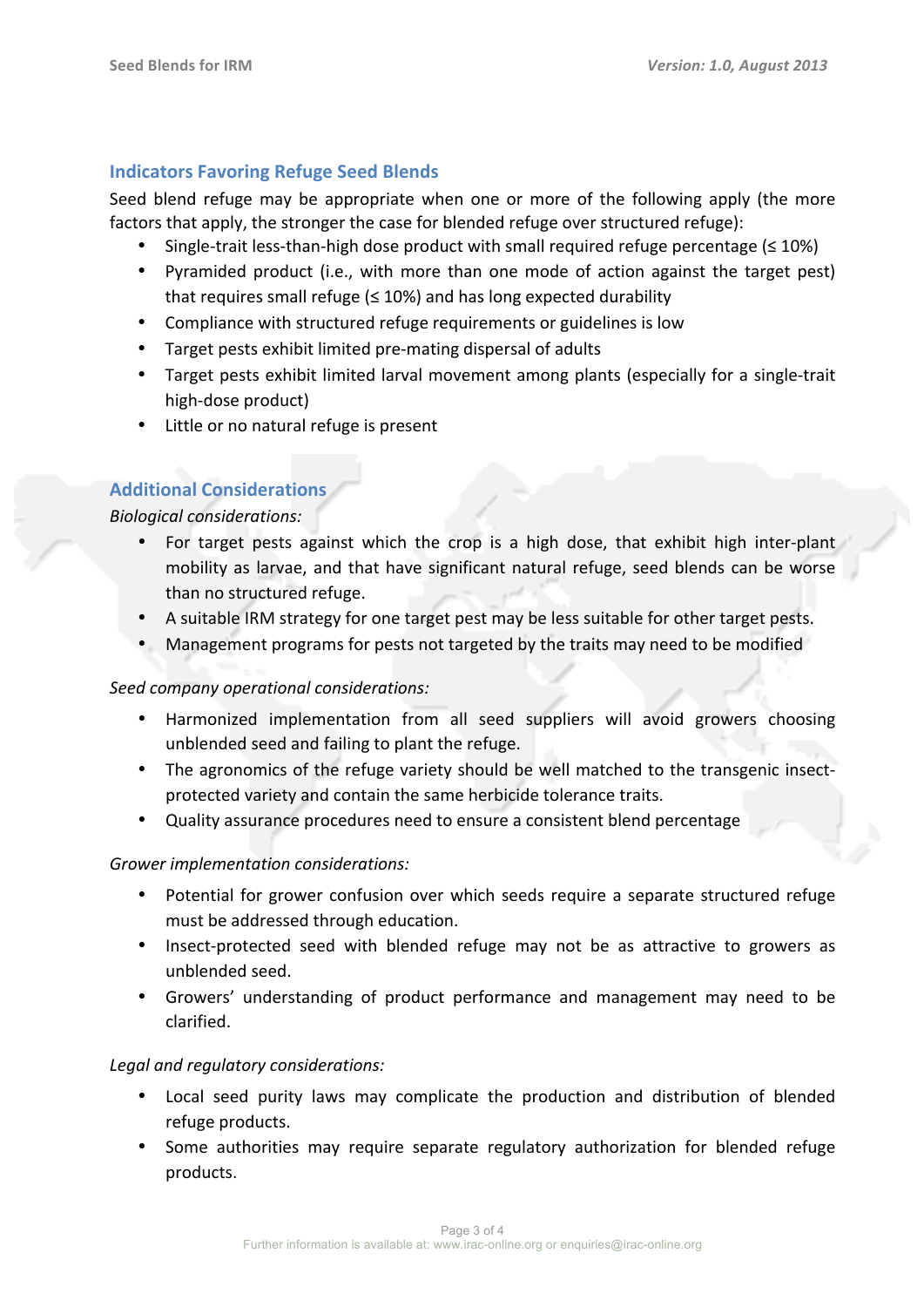## Indicators Favoring Refuge Seed Blends

Seed blend refuge may be appropriate when one or more of the following apply (the more factors that apply, the stronger the case for blended refuge over structured refuge):

- Single-trait less-than-high dose product with small required refuge percentage (≤ 10%)
- Pyramided product (i.e., with more than one mode of action against the target pest) that requires small refuge (≤ 10%) and has long expected durability
- Compliance with structured refuge requirements or guidelines is low
- Target pests exhibit limited pre-mating dispersal of adults
- Target pests exhibit limited larval movement among plants (especially for a single-trait high-dose product)
- Little or no natural refuge is present

## Additional Considerations

*Biological considerations:*

- For target pests against which the crop is a high dose, that exhibit high inter-plant mobility as larvae, and that have significant natural refuge, seed blends can be worse than no structured refuge.
- A suitable IRM strategy for one target pest may be less suitable for other target pests.
- Management programs for pests not targeted by the traits may need to be modified

*Seed company operational considerations:*

- Harmonized implementation from all seed suppliers will avoid growers choosing unblended seed and failing to plant the refuge.
- The agronomics of the refuge variety should be well matched to the transgenic insect-protected variety and contain the same herbicide tolerance traits.
- Quality assurance procedures need to ensure a consistent blend percentage

*Grower implementation considerations:*

- Potential for grower confusion over which seeds require a separate structured refuge must be addressed through education.
- Insect-protected seed with blended refuge may not be as attractive to growers as unblended seed.
- Growers' understanding of product performance and management may need to be clarified.

*Legal and regulatory considerations:*

- Local seed purity laws may complicate the production and distribution of blended refuge products.
- Some authorities may require separate regulatory authorization for blended refuge products.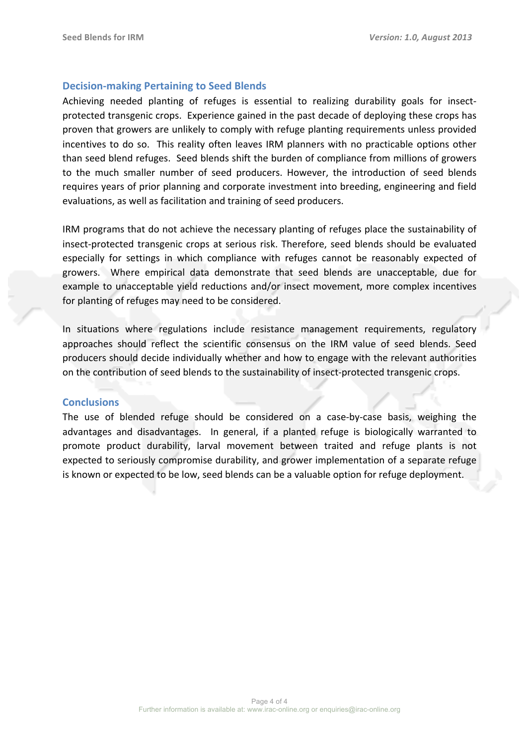## Decision-making Pertaining to Seed Blends

Achieving needed planting of refuges is essential to realizing durability goals for insect-protected transgenic crops. Experience gained in the past decade of deploying these crops has proven that growers are unlikely to comply with refuge planting requirements unless provided incentives to do so. This reality often leaves IRM planners with no practicable options other than seed blend refuges. Seed blends shift the burden of compliance from millions of growers to the much smaller number of seed producers. However, the introduction of seed blends requires years of prior planning and corporate investment into breeding, engineering and field evaluations, as well as facilitation and training of seed producers.

IRM programs that do not achieve the necessary planting of refuges place the sustainability of insect-protected transgenic crops at serious risk. Therefore, seed blends should be evaluated especially for settings in which compliance with refuges cannot be reasonably expected of growers. Where empirical data demonstrate that seed blends are unacceptable, due for example to unacceptable yield reductions and/or insect movement, more complex incentives for planting of refuges may need to be considered.

In situations where regulations include resistance management requirements, regulatory approaches should reflect the scientific consensus on the IRM value of seed blends. Seed producers should decide individually whether and how to engage with the relevant authorities on the contribution of seed blends to the sustainability of insect-protected transgenic crops.

## Conclusions

The use of blended refuge should be considered on a case-by-case basis, weighing the advantages and disadvantages. In general, if a planted refuge is biologically warranted to promote product durability, larval movement between traited and refuge plants is not expected to seriously compromise durability, and grower implementation of a separate refuge is known or expected to be low, seed blends can be a valuable option for refuge deployment.